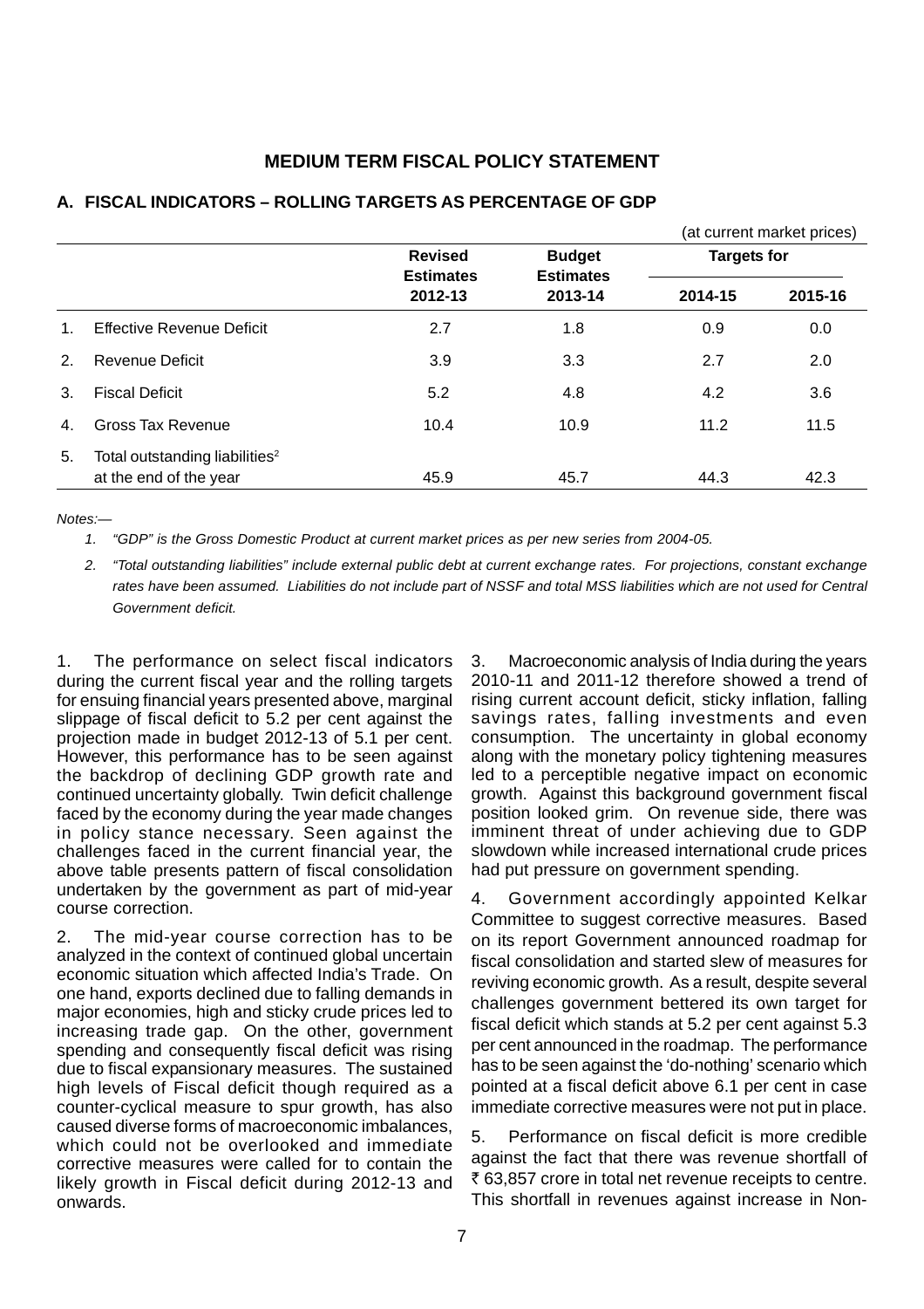# MEDIUM TERM FISCAL POLICY STATEMENT

## A. FISCAL INDICATORS – ROLLING TARGETS AS PERCENTAGE OF GDP

(at current market prices)

| | | Revised Estimates 2012-13 | Budget Estimates 2013-14 | Targets for | |
|---|---|---|---|---|---|
| | | | | 2014-15 | 2015-16 |
| 1. | Effective Revenue Deficit | 2.7 | 1.8 | 0.9 | 0.0 |
| 2. | Revenue Deficit | 3.9 | 3.3 | 2.7 | 2.0 |
| 3. | Fiscal Deficit | 5.2 | 4.8 | 4.2 | 3.6 |
| 4. | Gross Tax Revenue | 10.4 | 10.9 | 11.2 | 11.5 |
| 5. | Total outstanding liabilities[2] at the end of the year | 45.9 | 45.7 | 44.3 | 42.3 |

*Notes:—*

1. *"GDP" is the Gross Domestic Product at current market prices as per new series from 2004-05.*
2. *"Total outstanding liabilities" include external public debt at current exchange rates. For projections, constant exchange rates have been assumed. Liabilities do not include part of NSSF and total MSS liabilities which are not used for Central Government deficit.*

1. The performance on select fiscal indicators during the current fiscal year and the rolling targets for ensuing financial years presented above, marginal slippage of fiscal deficit to 5.2 per cent against the projection made in budget 2012-13 of 5.1 per cent. However, this performance has to be seen against the backdrop of declining GDP growth rate and continued uncertainty globally. Twin deficit challenge faced by the economy during the year made changes in policy stance necessary. Seen against the challenges faced in the current financial year, the above table presents pattern of fiscal consolidation undertaken by the government as part of mid-year course correction.

2. The mid-year course correction has to be analyzed in the context of continued global uncertain economic situation which affected India's Trade. On one hand, exports declined due to falling demands in major economies, high and sticky crude prices led to increasing trade gap. On the other, government spending and consequently fiscal deficit was rising due to fiscal expansionary measures. The sustained high levels of Fiscal deficit though required as a counter-cyclical measure to spur growth, has also caused diverse forms of macroeconomic imbalances, which could not be overlooked and immediate corrective measures were called for to contain the likely growth in Fiscal deficit during 2012-13 and onwards.

3. Macroeconomic analysis of India during the years 2010-11 and 2011-12 therefore showed a trend of rising current account deficit, sticky inflation, falling savings rates, falling investments and even consumption. The uncertainty in global economy along with the monetary policy tightening measures led to a perceptible negative impact on economic growth. Against this background government fiscal position looked grim. On revenue side, there was imminent threat of under achieving due to GDP slowdown while increased international crude prices had put pressure on government spending.

4. Government accordingly appointed Kelkar Committee to suggest corrective measures. Based on its report Government announced roadmap for fiscal consolidation and started slew of measures for reviving economic growth. As a result, despite several challenges government bettered its own target for fiscal deficit which stands at 5.2 per cent against 5.3 per cent announced in the roadmap. The performance has to be seen against the 'do-nothing' scenario which pointed at a fiscal deficit above 6.1 per cent in case immediate corrective measures were not put in place.

5. Performance on fiscal deficit is more credible against the fact that there was revenue shortfall of ₹ 63,857 crore in total net revenue receipts to centre. This shortfall in revenues against increase in Non-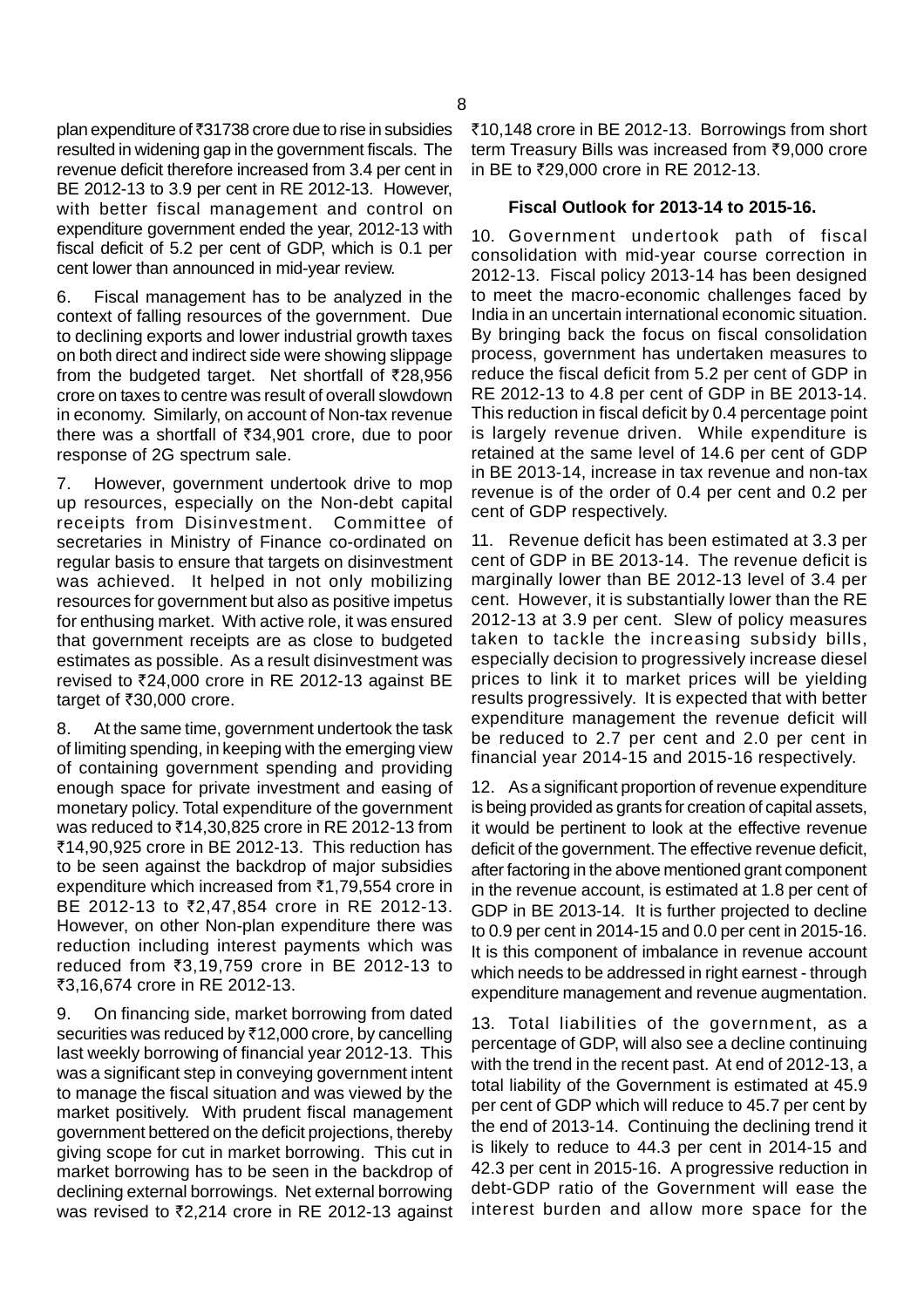plan expenditure of ₹31738 crore due to rise in subsidies resulted in widening gap in the government fiscals. The revenue deficit therefore increased from 3.4 per cent in BE 2012-13 to 3.9 per cent in RE 2012-13. However, with better fiscal management and control on expenditure government ended the year, 2012-13 with fiscal deficit of 5.2 per cent of GDP, which is 0.1 per cent lower than announced in mid-year review.

6. Fiscal management has to be analyzed in the context of falling resources of the government. Due to declining exports and lower industrial growth taxes on both direct and indirect side were showing slippage from the budgeted target. Net shortfall of ₹28,956 crore on taxes to centre was result of overall slowdown in economy. Similarly, on account of Non-tax revenue there was a shortfall of ₹34,901 crore, due to poor response of 2G spectrum sale.

7. However, government undertook drive to mop up resources, especially on the Non-debt capital receipts from Disinvestment. Committee of secretaries in Ministry of Finance co-ordinated on regular basis to ensure that targets on disinvestment was achieved. It helped in not only mobilizing resources for government but also as positive impetus for enthusing market. With active role, it was ensured that government receipts are as close to budgeted estimates as possible. As a result disinvestment was revised to ₹24,000 crore in RE 2012-13 against BE target of ₹30,000 crore.

8. At the same time, government undertook the task of limiting spending, in keeping with the emerging view of containing government spending and providing enough space for private investment and easing of monetary policy. Total expenditure of the government was reduced to ₹14,30,825 crore in RE 2012-13 from ₹14,90,925 crore in BE 2012-13. This reduction has to be seen against the backdrop of major subsidies expenditure which increased from ₹1,79,554 crore in BE 2012-13 to ₹2,47,854 crore in RE 2012-13. However, on other Non-plan expenditure there was reduction including interest payments which was reduced from ₹3,19,759 crore in BE 2012-13 to ₹3,16,674 crore in RE 2012-13.

9. On financing side, market borrowing from dated securities was reduced by ₹12,000 crore, by cancelling last weekly borrowing of financial year 2012-13. This was a significant step in conveying government intent to manage the fiscal situation and was viewed by the market positively. With prudent fiscal management government bettered on the deficit projections, thereby giving scope for cut in market borrowing. This cut in market borrowing has to be seen in the backdrop of declining external borrowings. Net external borrowing was revised to ₹2,214 crore in RE 2012-13 against ₹10,148 crore in BE 2012-13. Borrowings from short term Treasury Bills was increased from ₹9,000 crore in BE to ₹29,000 crore in RE 2012-13.

**Fiscal Outlook for 2013-14 to 2015-16.**

10. Government undertook path of fiscal consolidation with mid-year course correction in 2012-13. Fiscal policy 2013-14 has been designed to meet the macro-economic challenges faced by India in an uncertain international economic situation. By bringing back the focus on fiscal consolidation process, government has undertaken measures to reduce the fiscal deficit from 5.2 per cent of GDP in RE 2012-13 to 4.8 per cent of GDP in BE 2013-14. This reduction in fiscal deficit by 0.4 percentage point is largely revenue driven. While expenditure is retained at the same level of 14.6 per cent of GDP in BE 2013-14, increase in tax revenue and non-tax revenue is of the order of 0.4 per cent and 0.2 per cent of GDP respectively.

11. Revenue deficit has been estimated at 3.3 per cent of GDP in BE 2013-14. The revenue deficit is marginally lower than BE 2012-13 level of 3.4 per cent. However, it is substantially lower than the RE 2012-13 at 3.9 per cent. Slew of policy measures taken to tackle the increasing subsidy bills, especially decision to progressively increase diesel prices to link it to market prices will be yielding results progressively. It is expected that with better expenditure management the revenue deficit will be reduced to 2.7 per cent and 2.0 per cent in financial year 2014-15 and 2015-16 respectively.

12. As a significant proportion of revenue expenditure is being provided as grants for creation of capital assets, it would be pertinent to look at the effective revenue deficit of the government. The effective revenue deficit, after factoring in the above mentioned grant component in the revenue account, is estimated at 1.8 per cent of GDP in BE 2013-14. It is further projected to decline to 0.9 per cent in 2014-15 and 0.0 per cent in 2015-16. It is this component of imbalance in revenue account which needs to be addressed in right earnest - through expenditure management and revenue augmentation.

13. Total liabilities of the government, as a percentage of GDP, will also see a decline continuing with the trend in the recent past. At end of 2012-13, a total liability of the Government is estimated at 45.9 per cent of GDP which will reduce to 45.7 per cent by the end of 2013-14. Continuing the declining trend it is likely to reduce to 44.3 per cent in 2014-15 and 42.3 per cent in 2015-16. A progressive reduction in debt-GDP ratio of the Government will ease the interest burden and allow more space for the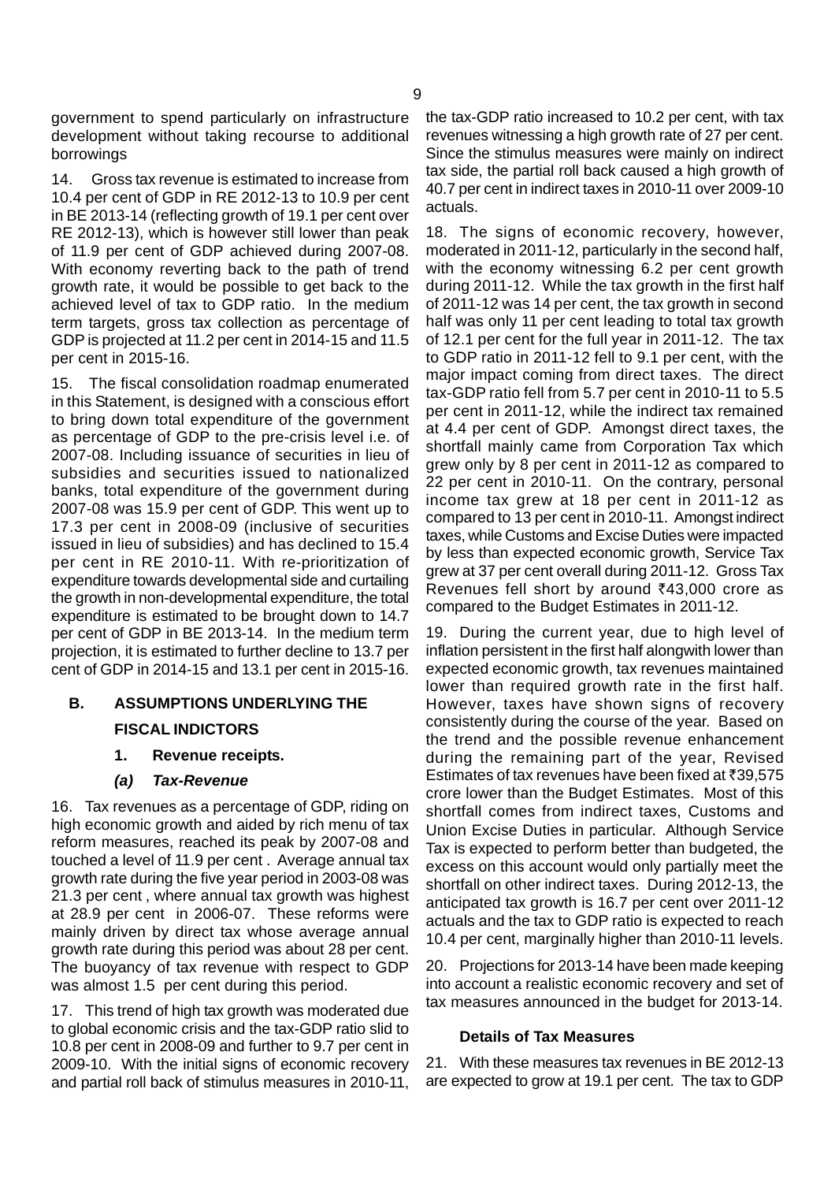government to spend particularly on infrastructure development without taking recourse to additional borrowings

14. Gross tax revenue is estimated to increase from 10.4 per cent of GDP in RE 2012-13 to 10.9 per cent in BE 2013-14 (reflecting growth of 19.1 per cent over RE 2012-13), which is however still lower than peak of 11.9 per cent of GDP achieved during 2007-08. With economy reverting back to the path of trend growth rate, it would be possible to get back to the achieved level of tax to GDP ratio. In the medium term targets, gross tax collection as percentage of GDP is projected at 11.2 per cent in 2014-15 and 11.5 per cent in 2015-16.

15. The fiscal consolidation roadmap enumerated in this Statement, is designed with a conscious effort to bring down total expenditure of the government as percentage of GDP to the pre-crisis level i.e. of 2007-08. Including issuance of securities in lieu of subsidies and securities issued to nationalized banks, total expenditure of the government during 2007-08 was 15.9 per cent of GDP. This went up to 17.3 per cent in 2008-09 (inclusive of securities issued in lieu of subsidies) and has declined to 15.4 per cent in RE 2010-11. With re-prioritization of expenditure towards developmental side and curtailing the growth in non-developmental expenditure, the total expenditure is estimated to be brought down to 14.7 per cent of GDP in BE 2013-14. In the medium term projection, it is estimated to further decline to 13.7 per cent of GDP in 2014-15 and 13.1 per cent in 2015-16.

## B. ASSUMPTIONS UNDERLYING THE FISCAL INDICTORS

### 1. Revenue receipts.

#### *(a) Tax-Revenue*

16. Tax revenues as a percentage of GDP, riding on high economic growth and aided by rich menu of tax reform measures, reached its peak by 2007-08 and touched a level of 11.9 per cent . Average annual tax growth rate during the five year period in 2003-08 was 21.3 per cent , where annual tax growth was highest at 28.9 per cent in 2006-07. These reforms were mainly driven by direct tax whose average annual growth rate during this period was about 28 per cent. The buoyancy of tax revenue with respect to GDP was almost 1.5 per cent during this period.

17. This trend of high tax growth was moderated due to global economic crisis and the tax-GDP ratio slid to 10.8 per cent in 2008-09 and further to 9.7 per cent in 2009-10. With the initial signs of economic recovery and partial roll back of stimulus measures in 2010-11, the tax-GDP ratio increased to 10.2 per cent, with tax revenues witnessing a high growth rate of 27 per cent. Since the stimulus measures were mainly on indirect tax side, the partial roll back caused a high growth of 40.7 per cent in indirect taxes in 2010-11 over 2009-10 actuals.

18. The signs of economic recovery, however, moderated in 2011-12, particularly in the second half, with the economy witnessing 6.2 per cent growth during 2011-12. While the tax growth in the first half of 2011-12 was 14 per cent, the tax growth in second half was only 11 per cent leading to total tax growth of 12.1 per cent for the full year in 2011-12. The tax to GDP ratio in 2011-12 fell to 9.1 per cent, with the major impact coming from direct taxes. The direct tax-GDP ratio fell from 5.7 per cent in 2010-11 to 5.5 per cent in 2011-12, while the indirect tax remained at 4.4 per cent of GDP. Amongst direct taxes, the shortfall mainly came from Corporation Tax which grew only by 8 per cent in 2011-12 as compared to 22 per cent in 2010-11. On the contrary, personal income tax grew at 18 per cent in 2011-12 as compared to 13 per cent in 2010-11. Amongst indirect taxes, while Customs and Excise Duties were impacted by less than expected economic growth, Service Tax grew at 37 per cent overall during 2011-12. Gross Tax Revenues fell short by around ₹43,000 crore as compared to the Budget Estimates in 2011-12.

19. During the current year, due to high level of inflation persistent in the first half alongwith lower than expected economic growth, tax revenues maintained lower than required growth rate in the first half. However, taxes have shown signs of recovery consistently during the course of the year. Based on the trend and the possible revenue enhancement during the remaining part of the year, Revised Estimates of tax revenues have been fixed at ₹39,575 crore lower than the Budget Estimates. Most of this shortfall comes from indirect taxes, Customs and Union Excise Duties in particular. Although Service Tax is expected to perform better than budgeted, the excess on this account would only partially meet the shortfall on other indirect taxes. During 2012-13, the anticipated tax growth is 16.7 per cent over 2011-12 actuals and the tax to GDP ratio is expected to reach 10.4 per cent, marginally higher than 2010-11 levels.

20. Projections for 2013-14 have been made keeping into account a realistic economic recovery and set of tax measures announced in the budget for 2013-14.

**Details of Tax Measures**

21. With these measures tax revenues in BE 2012-13 are expected to grow at 19.1 per cent. The tax to GDP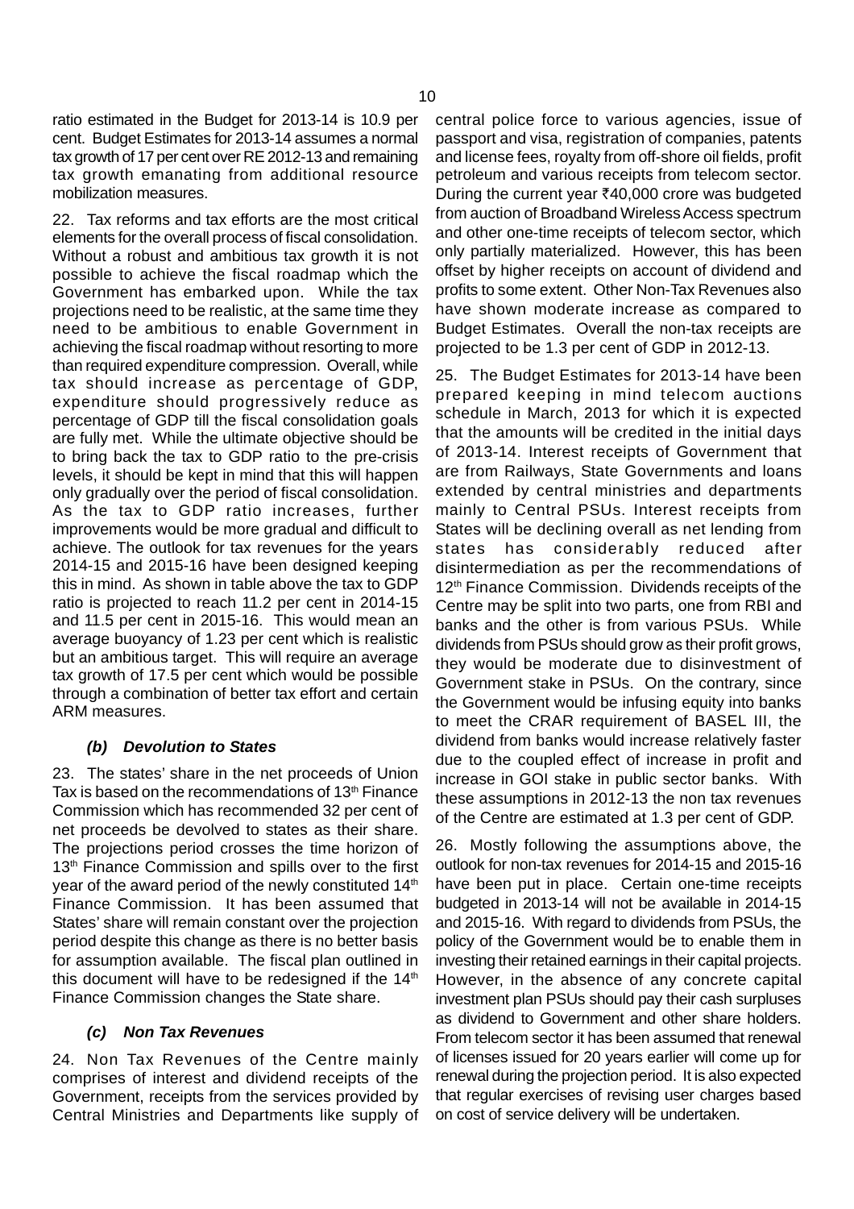ratio estimated in the Budget for 2013-14 is 10.9 per cent. Budget Estimates for 2013-14 assumes a normal tax growth of 17 per cent over RE 2012-13 and remaining tax growth emanating from additional resource mobilization measures.

22. Tax reforms and tax efforts are the most critical elements for the overall process of fiscal consolidation. Without a robust and ambitious tax growth it is not possible to achieve the fiscal roadmap which the Government has embarked upon. While the tax projections need to be realistic, at the same time they need to be ambitious to enable Government in achieving the fiscal roadmap without resorting to more than required expenditure compression. Overall, while tax should increase as percentage of GDP, expenditure should progressively reduce as percentage of GDP till the fiscal consolidation goals are fully met. While the ultimate objective should be to bring back the tax to GDP ratio to the pre-crisis levels, it should be kept in mind that this will happen only gradually over the period of fiscal consolidation. As the tax to GDP ratio increases, further improvements would be more gradual and difficult to achieve. The outlook for tax revenues for the years 2014-15 and 2015-16 have been designed keeping this in mind. As shown in table above the tax to GDP ratio is projected to reach 11.2 per cent in 2014-15 and 11.5 per cent in 2015-16. This would mean an average buoyancy of 1.23 per cent which is realistic but an ambitious target. This will require an average tax growth of 17.5 per cent which would be possible through a combination of better tax effort and certain ARM measures.

### *(b) Devolution to States*

23. The states' share in the net proceeds of Union Tax is based on the recommendations of 13th Finance Commission which has recommended 32 per cent of net proceeds be devolved to states as their share. The projections period crosses the time horizon of 13th Finance Commission and spills over to the first year of the award period of the newly constituted 14th Finance Commission. It has been assumed that States' share will remain constant over the projection period despite this change as there is no better basis for assumption available. The fiscal plan outlined in this document will have to be redesigned if the 14th Finance Commission changes the State share.

### *(c) Non Tax Revenues*

24. Non Tax Revenues of the Centre mainly comprises of interest and dividend receipts of the Government, receipts from the services provided by Central Ministries and Departments like supply of central police force to various agencies, issue of passport and visa, registration of companies, patents and license fees, royalty from off-shore oil fields, profit petroleum and various receipts from telecom sector. During the current year ₹40,000 crore was budgeted from auction of Broadband Wireless Access spectrum and other one-time receipts of telecom sector, which only partially materialized. However, this has been offset by higher receipts on account of dividend and profits to some extent. Other Non-Tax Revenues also have shown moderate increase as compared to Budget Estimates. Overall the non-tax receipts are projected to be 1.3 per cent of GDP in 2012-13.

25. The Budget Estimates for 2013-14 have been prepared keeping in mind telecom auctions schedule in March, 2013 for which it is expected that the amounts will be credited in the initial days of 2013-14. Interest receipts of Government that are from Railways, State Governments and loans extended by central ministries and departments mainly to Central PSUs. Interest receipts from States will be declining overall as net lending from states has considerably reduced after disintermediation as per the recommendations of 12th Finance Commission. Dividends receipts of the Centre may be split into two parts, one from RBI and banks and the other is from various PSUs. While dividends from PSUs should grow as their profit grows, they would be moderate due to disinvestment of Government stake in PSUs. On the contrary, since the Government would be infusing equity into banks to meet the CRAR requirement of BASEL III, the dividend from banks would increase relatively faster due to the coupled effect of increase in profit and increase in GOI stake in public sector banks. With these assumptions in 2012-13 the non tax revenues of the Centre are estimated at 1.3 per cent of GDP.

26. Mostly following the assumptions above, the outlook for non-tax revenues for 2014-15 and 2015-16 have been put in place. Certain one-time receipts budgeted in 2013-14 will not be available in 2014-15 and 2015-16. With regard to dividends from PSUs, the policy of the Government would be to enable them in investing their retained earnings in their capital projects. However, in the absence of any concrete capital investment plan PSUs should pay their cash surpluses as dividend to Government and other share holders. From telecom sector it has been assumed that renewal of licenses issued for 20 years earlier will come up for renewal during the projection period. It is also expected that regular exercises of revising user charges based on cost of service delivery will be undertaken.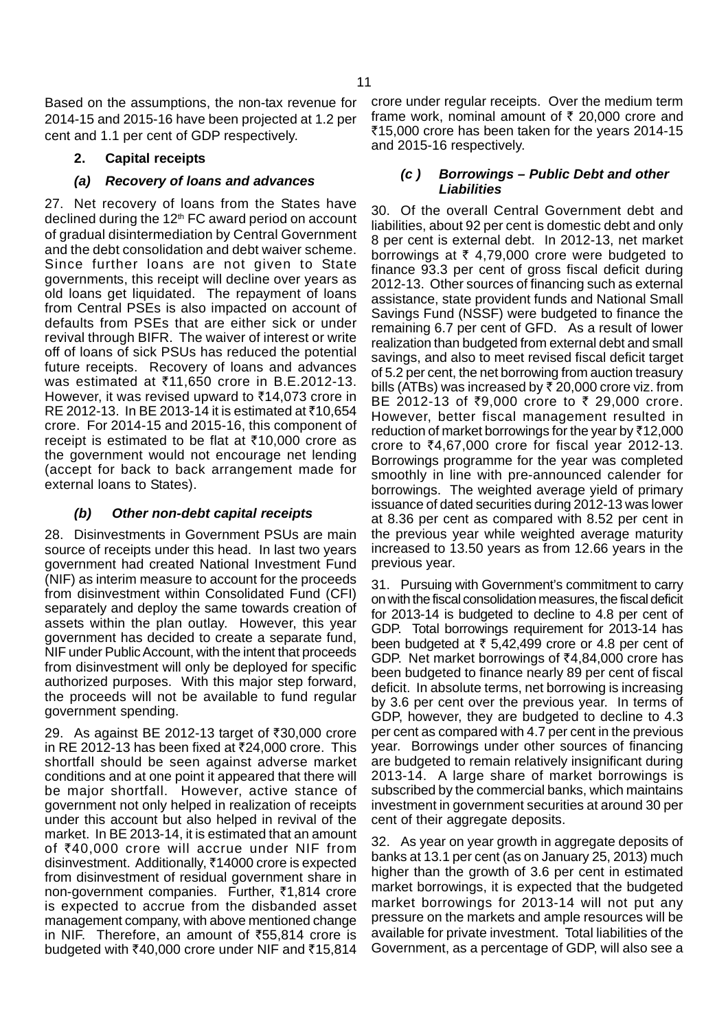Based on the assumptions, the non-tax revenue for 2014-15 and 2015-16 have been projected at 1.2 per cent and 1.1 per cent of GDP respectively.

### 2. Capital receipts

#### *(a) Recovery of loans and advances*

27. Net recovery of loans from the States have declined during the 12th FC award period on account of gradual disintermediation by Central Government and the debt consolidation and debt waiver scheme. Since further loans are not given to State governments, this receipt will decline over years as old loans get liquidated. The repayment of loans from Central PSEs is also impacted on account of defaults from PSEs that are either sick or under revival through BIFR. The waiver of interest or write off of loans of sick PSUs has reduced the potential future receipts. Recovery of loans and advances was estimated at ₹11,650 crore in B.E.2012-13. However, it was revised upward to ₹14,073 crore in RE 2012-13. In BE 2013-14 it is estimated at ₹10,654 crore. For 2014-15 and 2015-16, this component of receipt is estimated to be flat at ₹10,000 crore as the government would not encourage net lending (accept for back to back arrangement made for external loans to States).

#### *(b) Other non-debt capital receipts*

28. Disinvestments in Government PSUs are main source of receipts under this head. In last two years government had created National Investment Fund (NIF) as interim measure to account for the proceeds from disinvestment within Consolidated Fund (CFI) separately and deploy the same towards creation of assets within the plan outlay. However, this year government has decided to create a separate fund, NIF under Public Account, with the intent that proceeds from disinvestment will only be deployed for specific authorized purposes. With this major step forward, the proceeds will not be available to fund regular government spending.

29. As against BE 2012-13 target of ₹30,000 crore in RE 2012-13 has been fixed at ₹24,000 crore. This shortfall should be seen against adverse market conditions and at one point it appeared that there will be major shortfall. However, active stance of government not only helped in realization of receipts under this account but also helped in revival of the market. In BE 2013-14, it is estimated that an amount of ₹40,000 crore will accrue under NIF from disinvestment. Additionally, ₹14000 crore is expected from disinvestment of residual government share in non-government companies. Further, ₹1,814 crore is expected to accrue from the disbanded asset management company, with above mentioned change in NIF. Therefore, an amount of ₹55,814 crore is budgeted with ₹40,000 crore under NIF and ₹15,814 crore under regular receipts. Over the medium term frame work, nominal amount of ₹ 20,000 crore and ₹15,000 crore has been taken for the years 2014-15 and 2015-16 respectively.

#### *(c ) Borrowings – Public Debt and other Liabilities*

30. Of the overall Central Government debt and liabilities, about 92 per cent is domestic debt and only 8 per cent is external debt. In 2012-13, net market borrowings at ₹ 4,79,000 crore were budgeted to finance 93.3 per cent of gross fiscal deficit during 2012-13. Other sources of financing such as external assistance, state provident funds and National Small Savings Fund (NSSF) were budgeted to finance the remaining 6.7 per cent of GFD. As a result of lower realization than budgeted from external debt and small savings, and also to meet revised fiscal deficit target of 5.2 per cent, the net borrowing from auction treasury bills (ATBs) was increased by ₹ 20,000 crore viz. from BE 2012-13 of ₹9,000 crore to ₹ 29,000 crore. However, better fiscal management resulted in reduction of market borrowings for the year by ₹12,000 crore to ₹4,67,000 crore for fiscal year 2012-13. Borrowings programme for the year was completed smoothly in line with pre-announced calender for borrowings. The weighted average yield of primary issuance of dated securities during 2012-13 was lower at 8.36 per cent as compared with 8.52 per cent in the previous year while weighted average maturity increased to 13.50 years as from 12.66 years in the previous year.

31. Pursuing with Government's commitment to carry on with the fiscal consolidation measures, the fiscal deficit for 2013-14 is budgeted to decline to 4.8 per cent of GDP. Total borrowings requirement for 2013-14 has been budgeted at ₹ 5,42,499 crore or 4.8 per cent of GDP. Net market borrowings of ₹4,84,000 crore has been budgeted to finance nearly 89 per cent of fiscal deficit. In absolute terms, net borrowing is increasing by 3.6 per cent over the previous year. In terms of GDP, however, they are budgeted to decline to 4.3 per cent as compared with 4.7 per cent in the previous year. Borrowings under other sources of financing are budgeted to remain relatively insignificant during 2013-14. A large share of market borrowings is subscribed by the commercial banks, which maintains investment in government securities at around 30 per cent of their aggregate deposits.

32. As year on year growth in aggregate deposits of banks at 13.1 per cent (as on January 25, 2013) much higher than the growth of 3.6 per cent in estimated market borrowings, it is expected that the budgeted market borrowings for 2013-14 will not put any pressure on the markets and ample resources will be available for private investment. Total liabilities of the Government, as a percentage of GDP, will also see a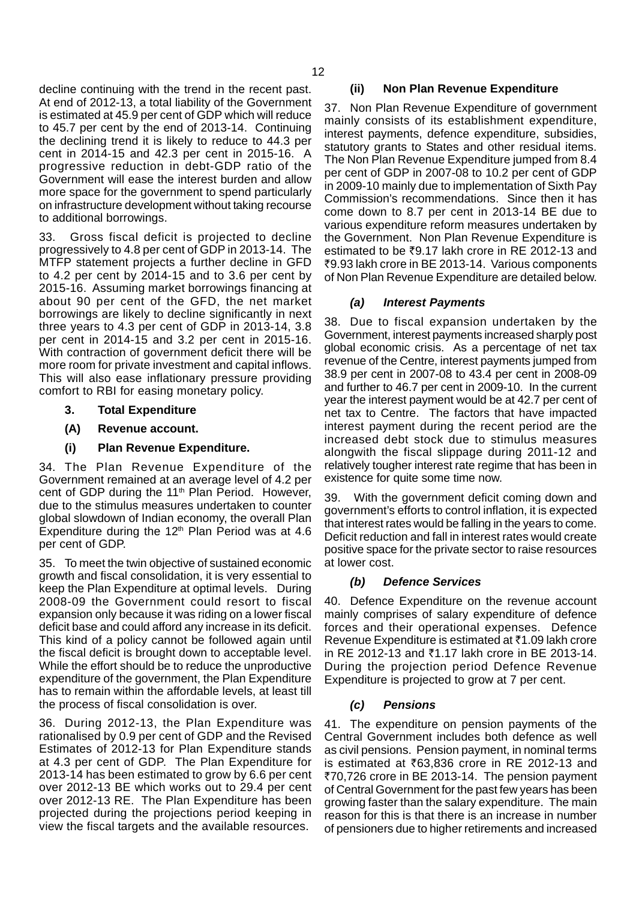decline continuing with the trend in the recent past. At end of 2012-13, a total liability of the Government is estimated at 45.9 per cent of GDP which will reduce to 45.7 per cent by the end of 2013-14. Continuing the declining trend it is likely to reduce to 44.3 per cent in 2014-15 and 42.3 per cent in 2015-16. A progressive reduction in debt-GDP ratio of the Government will ease the interest burden and allow more space for the government to spend particularly on infrastructure development without taking recourse to additional borrowings.

33. Gross fiscal deficit is projected to decline progressively to 4.8 per cent of GDP in 2013-14. The MTFP statement projects a further decline in GFD to 4.2 per cent by 2014-15 and to 3.6 per cent by 2015-16. Assuming market borrowings financing at about 90 per cent of the GFD, the net market borrowings are likely to decline significantly in next three years to 4.3 per cent of GDP in 2013-14, 3.8 per cent in 2014-15 and 3.2 per cent in 2015-16. With contraction of government deficit there will be more room for private investment and capital inflows. This will also ease inflationary pressure providing comfort to RBI for easing monetary policy.

### 3. Total Expenditure

### (A) Revenue account.

### (i) Plan Revenue Expenditure.

34. The Plan Revenue Expenditure of the Government remained at an average level of 4.2 per cent of GDP during the 11th Plan Period. However, due to the stimulus measures undertaken to counter global slowdown of Indian economy, the overall Plan Expenditure during the 12th Plan Period was at 4.6 per cent of GDP.

35. To meet the twin objective of sustained economic growth and fiscal consolidation, it is very essential to keep the Plan Expenditure at optimal levels. During 2008-09 the Government could resort to fiscal expansion only because it was riding on a lower fiscal deficit base and could afford any increase in its deficit. This kind of a policy cannot be followed again until the fiscal deficit is brought down to acceptable level. While the effort should be to reduce the unproductive expenditure of the government, the Plan Expenditure has to remain within the affordable levels, at least till the process of fiscal consolidation is over.

36. During 2012-13, the Plan Expenditure was rationalised by 0.9 per cent of GDP and the Revised Estimates of 2012-13 for Plan Expenditure stands at 4.3 per cent of GDP. The Plan Expenditure for 2013-14 has been estimated to grow by 6.6 per cent over 2012-13 BE which works out to 29.4 per cent over 2012-13 RE. The Plan Expenditure has been projected during the projections period keeping in view the fiscal targets and the available resources.

### (ii) Non Plan Revenue Expenditure

37. Non Plan Revenue Expenditure of government mainly consists of its establishment expenditure, interest payments, defence expenditure, subsidies, statutory grants to States and other residual items. The Non Plan Revenue Expenditure jumped from 8.4 per cent of GDP in 2007-08 to 10.2 per cent of GDP in 2009-10 mainly due to implementation of Sixth Pay Commission's recommendations. Since then it has come down to 8.7 per cent in 2013-14 BE due to various expenditure reform measures undertaken by the Government. Non Plan Revenue Expenditure is estimated to be ₹9.17 lakh crore in RE 2012-13 and ₹9.93 lakh crore in BE 2013-14. Various components of Non Plan Revenue Expenditure are detailed below.

#### *(a) Interest Payments*

38. Due to fiscal expansion undertaken by the Government, interest payments increased sharply post global economic crisis. As a percentage of net tax revenue of the Centre, interest payments jumped from 38.9 per cent in 2007-08 to 43.4 per cent in 2008-09 and further to 46.7 per cent in 2009-10. In the current year the interest payment would be at 42.7 per cent of net tax to Centre. The factors that have impacted interest payment during the recent period are the increased debt stock due to stimulus measures alongwith the fiscal slippage during 2011-12 and relatively tougher interest rate regime that has been in existence for quite some time now.

39. With the government deficit coming down and government's efforts to control inflation, it is expected that interest rates would be falling in the years to come. Deficit reduction and fall in interest rates would create positive space for the private sector to raise resources at lower cost.

#### *(b) Defence Services*

40. Defence Expenditure on the revenue account mainly comprises of salary expenditure of defence forces and their operational expenses. Defence Revenue Expenditure is estimated at ₹1.09 lakh crore in RE 2012-13 and ₹1.17 lakh crore in BE 2013-14. During the projection period Defence Revenue Expenditure is projected to grow at 7 per cent.

#### *(c) Pensions*

41. The expenditure on pension payments of the Central Government includes both defence as well as civil pensions. Pension payment, in nominal terms is estimated at ₹63,836 crore in RE 2012-13 and ₹70,726 crore in BE 2013-14. The pension payment of Central Government for the past few years has been growing faster than the salary expenditure. The main reason for this is that there is an increase in number of pensioners due to higher retirements and increased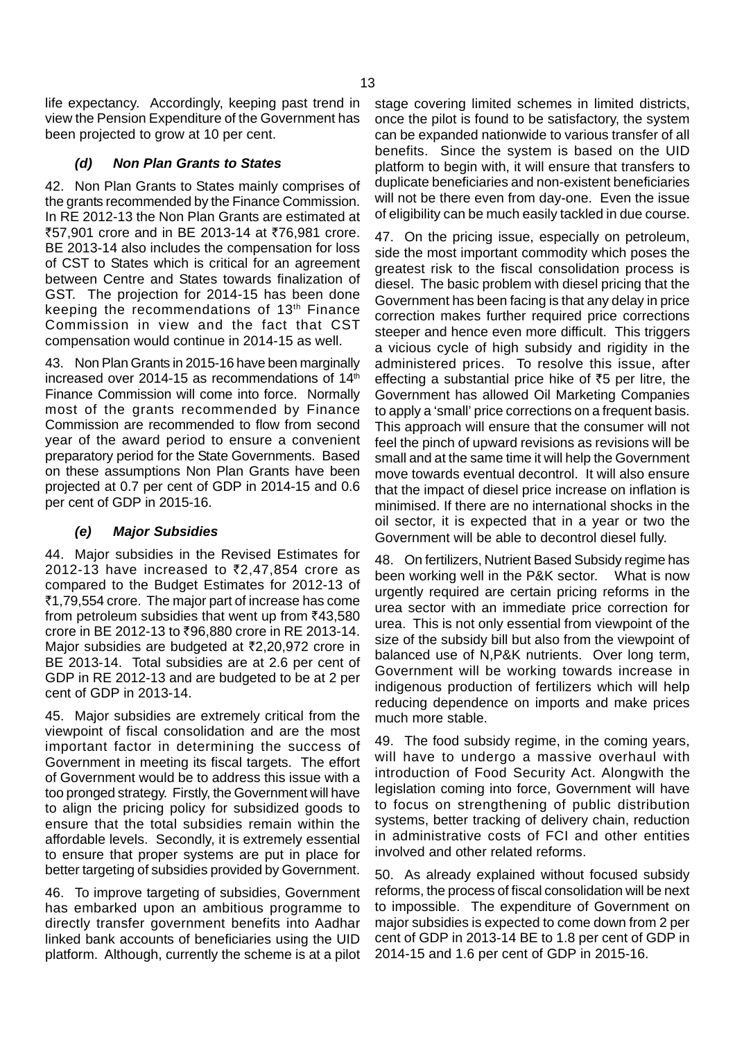life expectancy. Accordingly, keeping past trend in view the Pension Expenditure of the Government has been projected to grow at 10 per cent.

### *(d) Non Plan Grants to States*

42. Non Plan Grants to States mainly comprises of the grants recommended by the Finance Commission. In RE 2012-13 the Non Plan Grants are estimated at ₹57,901 crore and in BE 2013-14 at ₹76,981 crore. BE 2013-14 also includes the compensation for loss of CST to States which is critical for an agreement between Centre and States towards finalization of GST. The projection for 2014-15 has been done keeping the recommendations of 13th Finance Commission in view and the fact that CST compensation would continue in 2014-15 as well.

43. Non Plan Grants in 2015-16 have been marginally increased over 2014-15 as recommendations of 14th Finance Commission will come into force. Normally most of the grants recommended by Finance Commission are recommended to flow from second year of the award period to ensure a convenient preparatory period for the State Governments. Based on these assumptions Non Plan Grants have been projected at 0.7 per cent of GDP in 2014-15 and 0.6 per cent of GDP in 2015-16.

### *(e) Major Subsidies*

44. Major subsidies in the Revised Estimates for 2012-13 have increased to ₹2,47,854 crore as compared to the Budget Estimates for 2012-13 of ₹1,79,554 crore. The major part of increase has come from petroleum subsidies that went up from ₹43,580 crore in BE 2012-13 to ₹96,880 crore in RE 2013-14. Major subsidies are budgeted at ₹2,20,972 crore in BE 2013-14. Total subsidies are at 2.6 per cent of GDP in RE 2012-13 and are budgeted to be at 2 per cent of GDP in 2013-14.

45. Major subsidies are extremely critical from the viewpoint of fiscal consolidation and are the most important factor in determining the success of Government in meeting its fiscal targets. The effort of Government would be to address this issue with a too pronged strategy. Firstly, the Government will have to align the pricing policy for subsidized goods to ensure that the total subsidies remain within the affordable levels. Secondly, it is extremely essential to ensure that proper systems are put in place for better targeting of subsidies provided by Government.

46. To improve targeting of subsidies, Government has embarked upon an ambitious programme to directly transfer government benefits into Aadhar linked bank accounts of beneficiaries using the UID platform. Although, currently the scheme is at a pilot stage covering limited schemes in limited districts, once the pilot is found to be satisfactory, the system can be expanded nationwide to various transfer of all benefits. Since the system is based on the UID platform to begin with, it will ensure that transfers to duplicate beneficiaries and non-existent beneficiaries will not be there even from day-one. Even the issue of eligibility can be much easily tackled in due course.

47. On the pricing issue, especially on petroleum, side the most important commodity which poses the greatest risk to the fiscal consolidation process is diesel. The basic problem with diesel pricing that the Government has been facing is that any delay in price correction makes further required price corrections steeper and hence even more difficult. This triggers a vicious cycle of high subsidy and rigidity in the administered prices. To resolve this issue, after effecting a substantial price hike of ₹5 per litre, the Government has allowed Oil Marketing Companies to apply a 'small' price corrections on a frequent basis. This approach will ensure that the consumer will not feel the pinch of upward revisions as revisions will be small and at the same time it will help the Government move towards eventual decontrol. It will also ensure that the impact of diesel price increase on inflation is minimised. If there are no international shocks in the oil sector, it is expected that in a year or two the Government will be able to decontrol diesel fully.

48. On fertilizers, Nutrient Based Subsidy regime has been working well in the P&K sector. What is now urgently required are certain pricing reforms in the urea sector with an immediate price correction for urea. This is not only essential from viewpoint of the size of the subsidy bill but also from the viewpoint of balanced use of N,P&K nutrients. Over long term, Government will be working towards increase in indigenous production of fertilizers which will help reducing dependence on imports and make prices much more stable.

49. The food subsidy regime, in the coming years, will have to undergo a massive overhaul with introduction of Food Security Act. Alongwith the legislation coming into force, Government will have to focus on strengthening of public distribution systems, better tracking of delivery chain, reduction in administrative costs of FCI and other entities involved and other related reforms.

50. As already explained without focused subsidy reforms, the process of fiscal consolidation will be next to impossible. The expenditure of Government on major subsidies is expected to come down from 2 per cent of GDP in 2013-14 BE to 1.8 per cent of GDP in 2014-15 and 1.6 per cent of GDP in 2015-16.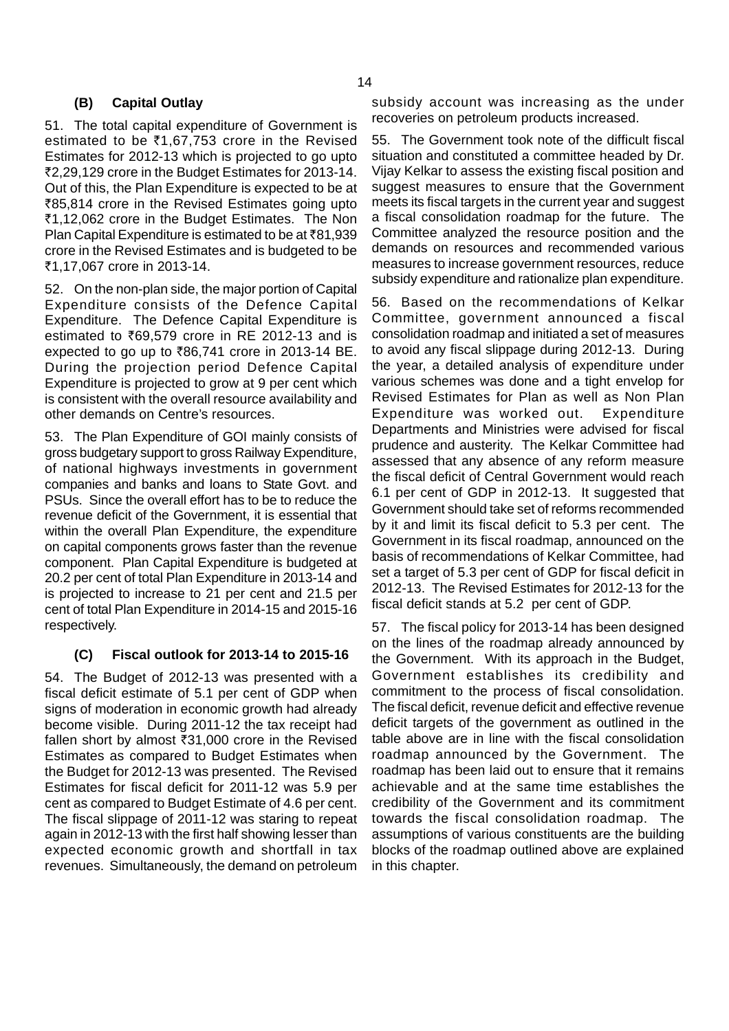### (B) Capital Outlay

51. The total capital expenditure of Government is estimated to be ₹1,67,753 crore in the Revised Estimates for 2012-13 which is projected to go upto ₹2,29,129 crore in the Budget Estimates for 2013-14. Out of this, the Plan Expenditure is expected to be at ₹85,814 crore in the Revised Estimates going upto ₹1,12,062 crore in the Budget Estimates. The Non Plan Capital Expenditure is estimated to be at ₹81,939 crore in the Revised Estimates and is budgeted to be ₹1,17,067 crore in 2013-14.

52. On the non-plan side, the major portion of Capital Expenditure consists of the Defence Capital Expenditure. The Defence Capital Expenditure is estimated to ₹69,579 crore in RE 2012-13 and is expected to go up to ₹86,741 crore in 2013-14 BE. During the projection period Defence Capital Expenditure is projected to grow at 9 per cent which is consistent with the overall resource availability and other demands on Centre's resources.

53. The Plan Expenditure of GOI mainly consists of gross budgetary support to gross Railway Expenditure, of national highways investments in government companies and banks and loans to State Govt. and PSUs. Since the overall effort has to be to reduce the revenue deficit of the Government, it is essential that within the overall Plan Expenditure, the expenditure on capital components grows faster than the revenue component. Plan Capital Expenditure is budgeted at 20.2 per cent of total Plan Expenditure in 2013-14 and is projected to increase to 21 per cent and 21.5 per cent of total Plan Expenditure in 2014-15 and 2015-16 respectively.

### (C) Fiscal outlook for 2013-14 to 2015-16

54. The Budget of 2012-13 was presented with a fiscal deficit estimate of 5.1 per cent of GDP when signs of moderation in economic growth had already become visible. During 2011-12 the tax receipt had fallen short by almost ₹31,000 crore in the Revised Estimates as compared to Budget Estimates when the Budget for 2012-13 was presented. The Revised Estimates for fiscal deficit for 2011-12 was 5.9 per cent as compared to Budget Estimate of 4.6 per cent. The fiscal slippage of 2011-12 was staring to repeat again in 2012-13 with the first half showing lesser than expected economic growth and shortfall in tax revenues. Simultaneously, the demand on petroleum subsidy account was increasing as the under recoveries on petroleum products increased.

55. The Government took note of the difficult fiscal situation and constituted a committee headed by Dr. Vijay Kelkar to assess the existing fiscal position and suggest measures to ensure that the Government meets its fiscal targets in the current year and suggest a fiscal consolidation roadmap for the future. The Committee analyzed the resource position and the demands on resources and recommended various measures to increase government resources, reduce subsidy expenditure and rationalize plan expenditure.

56. Based on the recommendations of Kelkar Committee, government announced a fiscal consolidation roadmap and initiated a set of measures to avoid any fiscal slippage during 2012-13. During the year, a detailed analysis of expenditure under various schemes was done and a tight envelop for Revised Estimates for Plan as well as Non Plan Expenditure was worked out. Expenditure Departments and Ministries were advised for fiscal prudence and austerity. The Kelkar Committee had assessed that any absence of any reform measure the fiscal deficit of Central Government would reach 6.1 per cent of GDP in 2012-13. It suggested that Government should take set of reforms recommended by it and limit its fiscal deficit to 5.3 per cent. The Government in its fiscal roadmap, announced on the basis of recommendations of Kelkar Committee, had set a target of 5.3 per cent of GDP for fiscal deficit in 2012-13. The Revised Estimates for 2012-13 for the fiscal deficit stands at 5.2 per cent of GDP.

57. The fiscal policy for 2013-14 has been designed on the lines of the roadmap already announced by the Government. With its approach in the Budget, Government establishes its credibility and commitment to the process of fiscal consolidation. The fiscal deficit, revenue deficit and effective revenue deficit targets of the government as outlined in the table above are in line with the fiscal consolidation roadmap announced by the Government. The roadmap has been laid out to ensure that it remains achievable and at the same time establishes the credibility of the Government and its commitment towards the fiscal consolidation roadmap. The assumptions of various constituents are the building blocks of the roadmap outlined above are explained in this chapter.